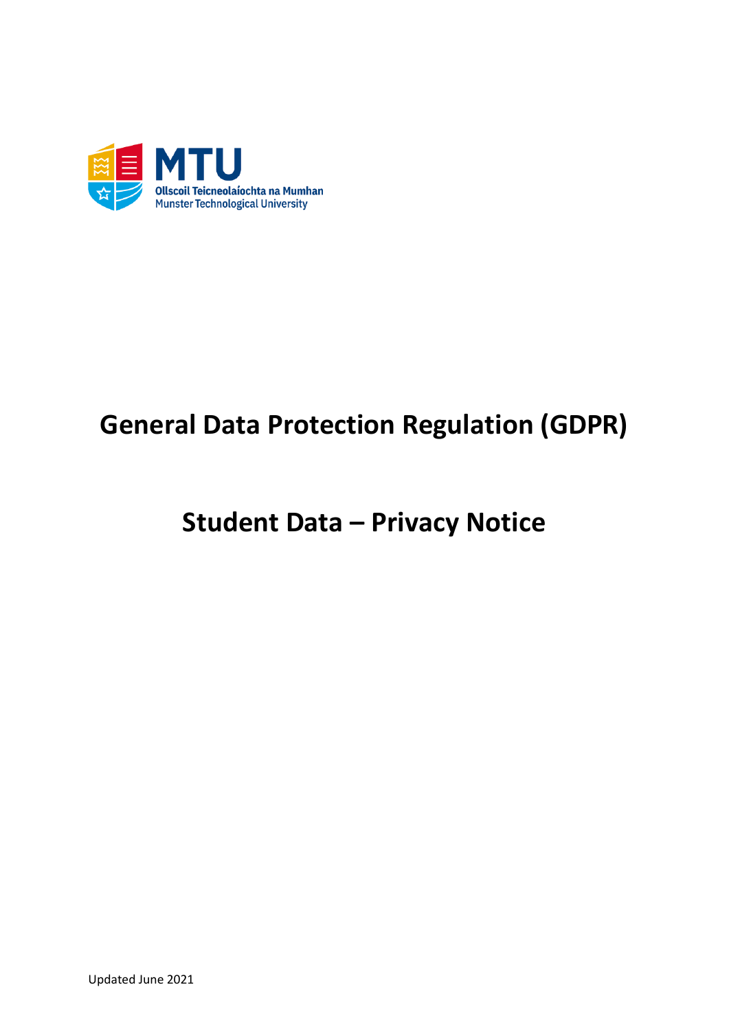MTU

Ollscoil Teicneolaíochta na Mumhan

Munster Technological University

# General Data Protection Regulation (GDPR)

# Student Data – Privacy Notice

Updated June 2021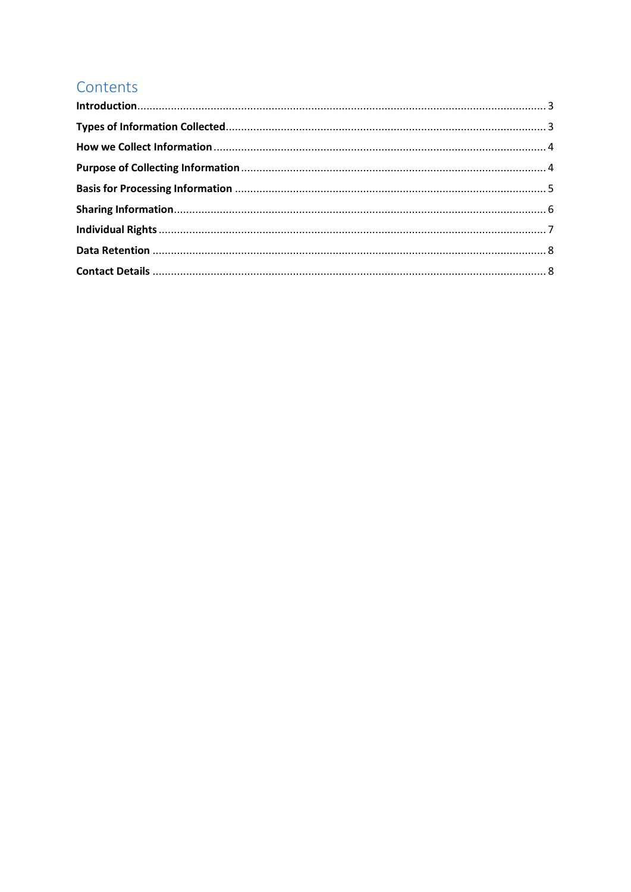# Contents

**Introduction** ........................................................................ 3

**Types of Information Collected** ........................................................................ 3

**How we Collect Information** ........................................................................ 4

**Purpose of Collecting Information** ........................................................................ 4

**Basis for Processing Information** ........................................................................ 5

**Sharing Information** ........................................................................ 6

**Individual Rights** ........................................................................ 7

**Data Retention** ........................................................................ 8

**Contact Details** ........................................................................ 8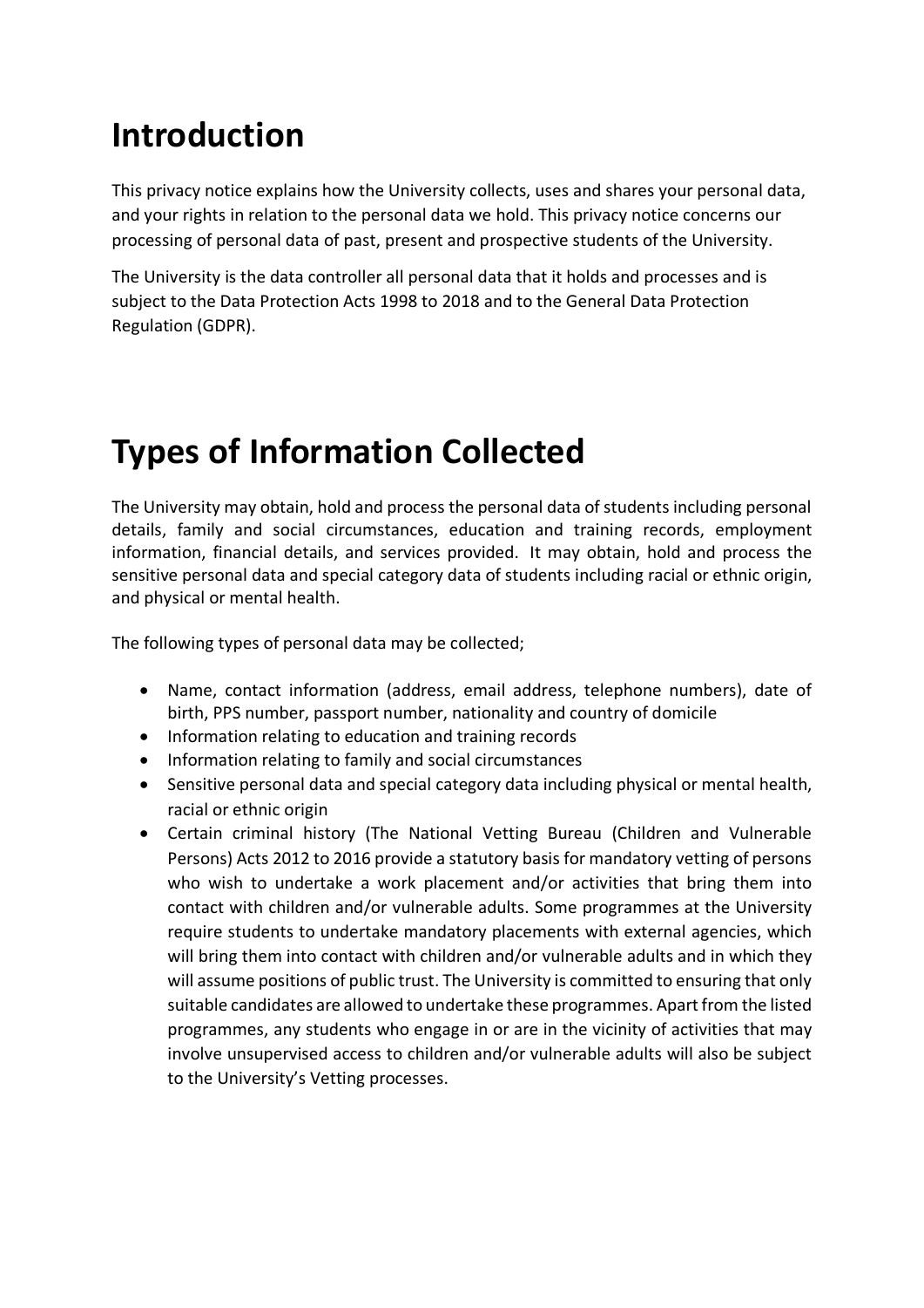# Introduction

This privacy notice explains how the University collects, uses and shares your personal data, and your rights in relation to the personal data we hold. This privacy notice concerns our processing of personal data of past, present and prospective students of the University.

The University is the data controller all personal data that it holds and processes and is subject to the Data Protection Acts 1998 to 2018 and to the General Data Protection Regulation (GDPR).

# Types of Information Collected

The University may obtain, hold and process the personal data of students including personal details, family and social circumstances, education and training records, employment information, financial details, and services provided. It may obtain, hold and process the sensitive personal data and special category data of students including racial or ethnic origin, and physical or mental health.

The following types of personal data may be collected;

- Name, contact information (address, email address, telephone numbers), date of birth, PPS number, passport number, nationality and country of domicile
- Information relating to education and training records
- Information relating to family and social circumstances
- Sensitive personal data and special category data including physical or mental health, racial or ethnic origin
- Certain criminal history (The National Vetting Bureau (Children and Vulnerable Persons) Acts 2012 to 2016 provide a statutory basis for mandatory vetting of persons who wish to undertake a work placement and/or activities that bring them into contact with children and/or vulnerable adults. Some programmes at the University require students to undertake mandatory placements with external agencies, which will bring them into contact with children and/or vulnerable adults and in which they will assume positions of public trust. The University is committed to ensuring that only suitable candidates are allowed to undertake these programmes. Apart from the listed programmes, any students who engage in or are in the vicinity of activities that may involve unsupervised access to children and/or vulnerable adults will also be subject to the University's Vetting processes.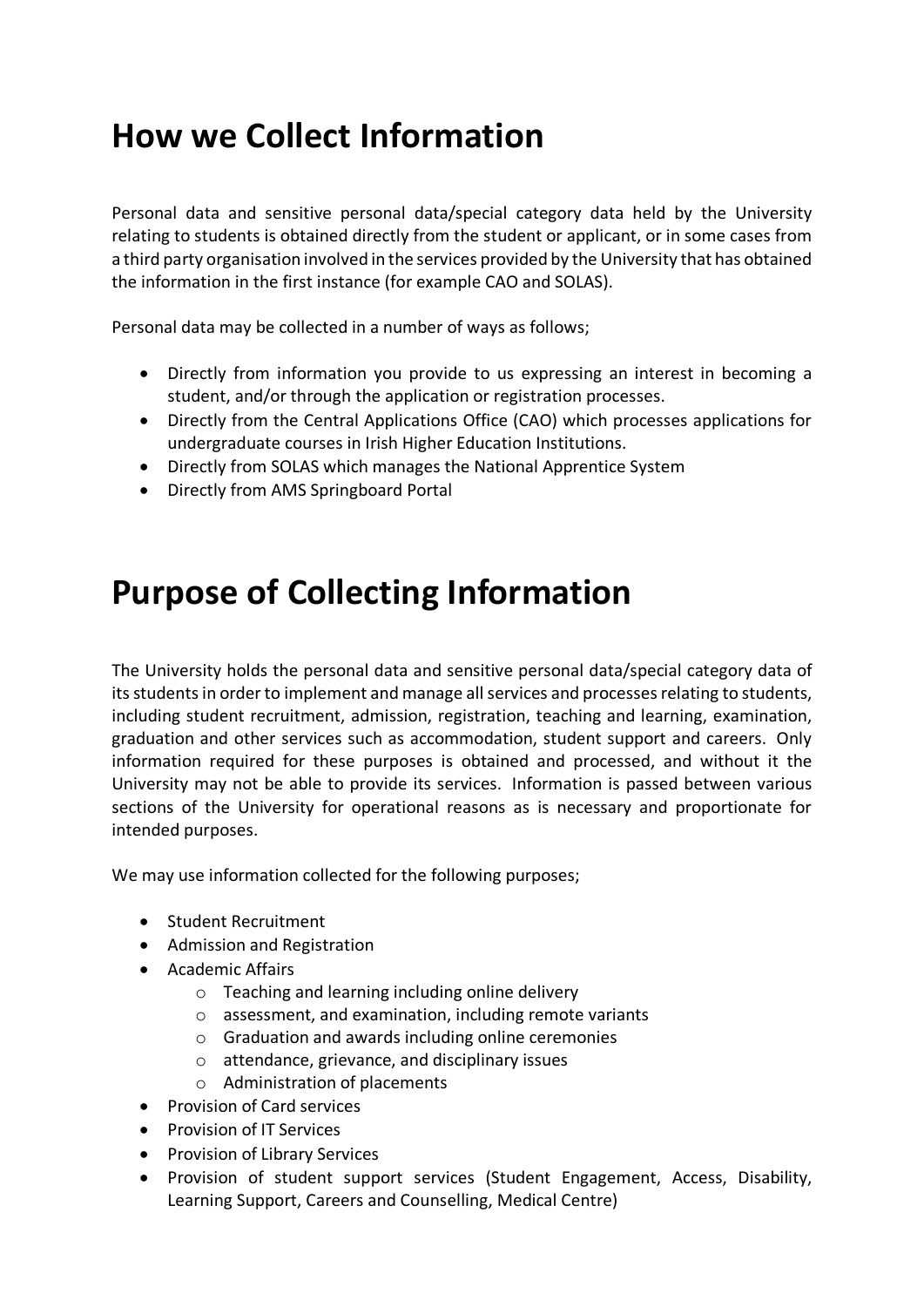# How we Collect Information

Personal data and sensitive personal data/special category data held by the University relating to students is obtained directly from the student or applicant, or in some cases from a third party organisation involved in the services provided by the University that has obtained the information in the first instance (for example CAO and SOLAS).

Personal data may be collected in a number of ways as follows;

- Directly from information you provide to us expressing an interest in becoming a student, and/or through the application or registration processes.
- Directly from the Central Applications Office (CAO) which processes applications for undergraduate courses in Irish Higher Education Institutions.
- Directly from SOLAS which manages the National Apprentice System
- Directly from AMS Springboard Portal

# Purpose of Collecting Information

The University holds the personal data and sensitive personal data/special category data of its students in order to implement and manage all services and processes relating to students, including student recruitment, admission, registration, teaching and learning, examination, graduation and other services such as accommodation, student support and careers. Only information required for these purposes is obtained and processed, and without it the University may not be able to provide its services. Information is passed between various sections of the University for operational reasons as is necessary and proportionate for intended purposes.

We may use information collected for the following purposes;

- Student Recruitment
- Admission and Registration
- Academic Affairs
  - Teaching and learning including online delivery
  - assessment, and examination, including remote variants
  - Graduation and awards including online ceremonies
  - attendance, grievance, and disciplinary issues
  - Administration of placements
- Provision of Card services
- Provision of IT Services
- Provision of Library Services
- Provision of student support services (Student Engagement, Access, Disability, Learning Support, Careers and Counselling, Medical Centre)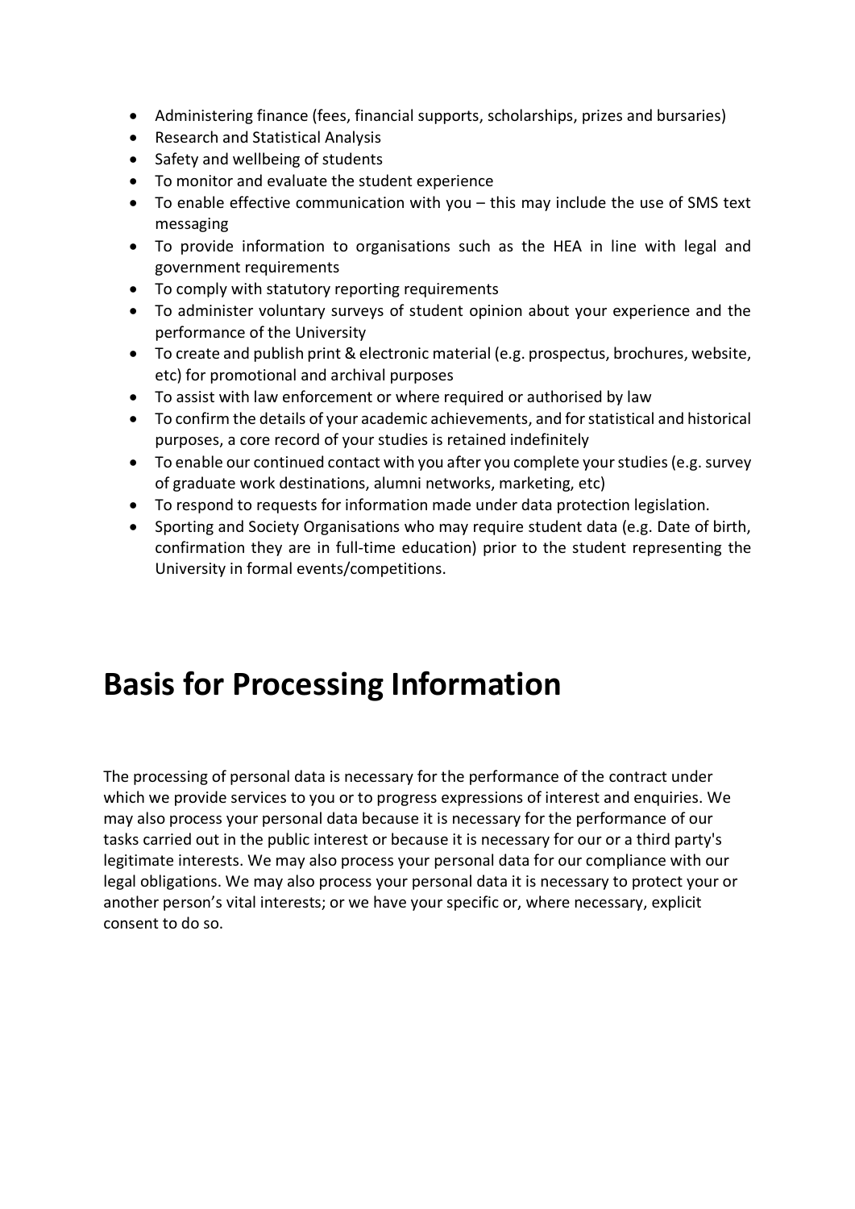- Administering finance (fees, financial supports, scholarships, prizes and bursaries)
- Research and Statistical Analysis
- Safety and wellbeing of students
- To monitor and evaluate the student experience
- To enable effective communication with you – this may include the use of SMS text messaging
- To provide information to organisations such as the HEA in line with legal and government requirements
- To comply with statutory reporting requirements
- To administer voluntary surveys of student opinion about your experience and the performance of the University
- To create and publish print & electronic material (e.g. prospectus, brochures, website, etc) for promotional and archival purposes
- To assist with law enforcement or where required or authorised by law
- To confirm the details of your academic achievements, and for statistical and historical purposes, a core record of your studies is retained indefinitely
- To enable our continued contact with you after you complete your studies (e.g. survey of graduate work destinations, alumni networks, marketing, etc)
- To respond to requests for information made under data protection legislation.
- Sporting and Society Organisations who may require student data (e.g. Date of birth, confirmation they are in full-time education) prior to the student representing the University in formal events/competitions.

# Basis for Processing Information

The processing of personal data is necessary for the performance of the contract under which we provide services to you or to progress expressions of interest and enquiries. We may also process your personal data because it is necessary for the performance of our tasks carried out in the public interest or because it is necessary for our or a third party's legitimate interests. We may also process your personal data for our compliance with our legal obligations. We may also process your personal data it is necessary to protect your or another person's vital interests; or we have your specific or, where necessary, explicit consent to do so.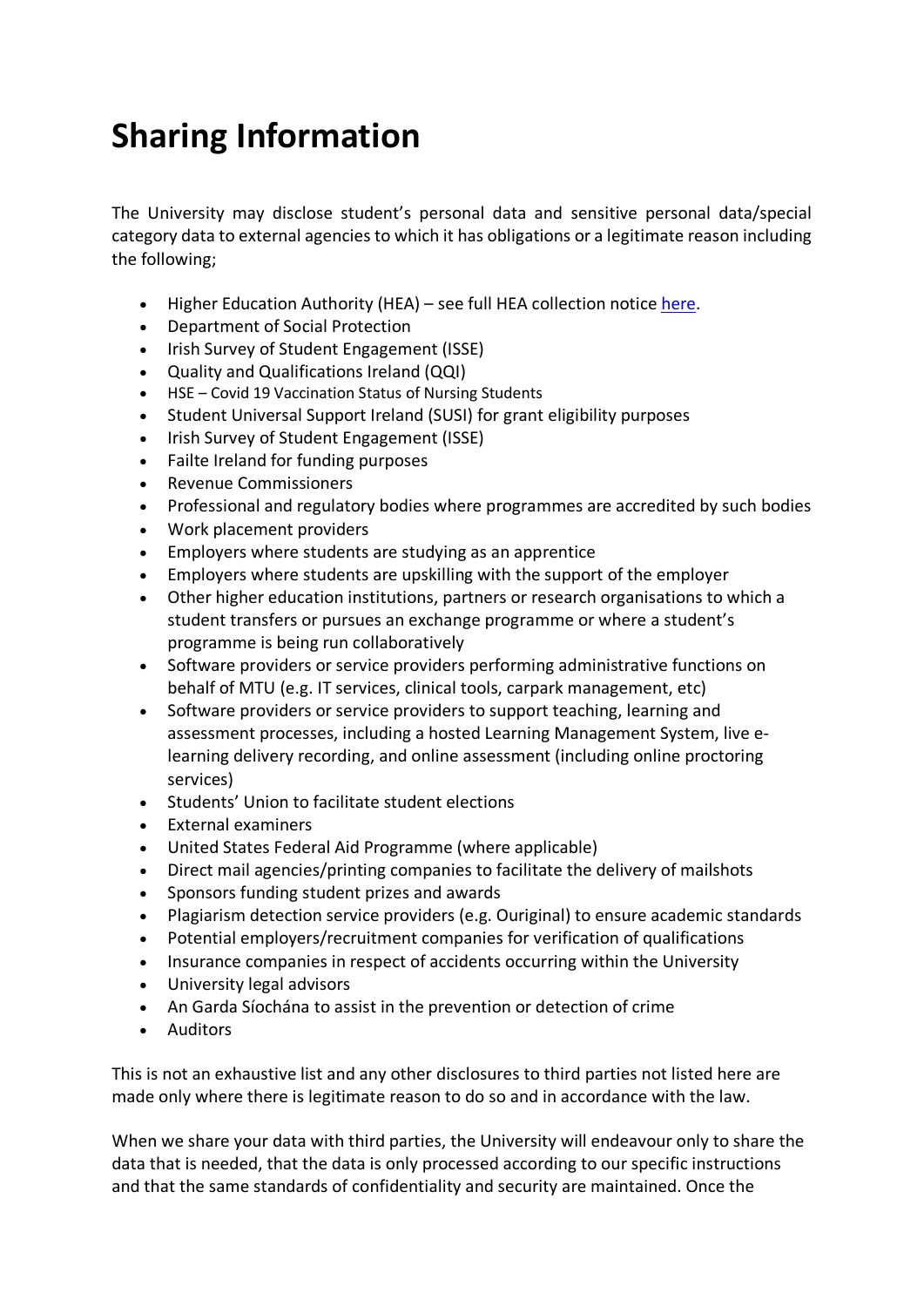# Sharing Information

The University may disclose student's personal data and sensitive personal data/special category data to external agencies to which it has obligations or a legitimate reason including the following;

- Higher Education Authority (HEA) – see full HEA collection notice [here](#).
- Department of Social Protection
- Irish Survey of Student Engagement (ISSE)
- Quality and Qualifications Ireland (QQI)
- HSE – Covid 19 Vaccination Status of Nursing Students
- Student Universal Support Ireland (SUSI) for grant eligibility purposes
- Irish Survey of Student Engagement (ISSE)
- Failte Ireland for funding purposes
- Revenue Commissioners
- Professional and regulatory bodies where programmes are accredited by such bodies
- Work placement providers
- Employers where students are studying as an apprentice
- Employers where students are upskilling with the support of the employer
- Other higher education institutions, partners or research organisations to which a student transfers or pursues an exchange programme or where a student's programme is being run collaboratively
- Software providers or service providers performing administrative functions on behalf of MTU (e.g. IT services, clinical tools, carpark management, etc)
- Software providers or service providers to support teaching, learning and assessment processes, including a hosted Learning Management System, live e-learning delivery recording, and online assessment (including online proctoring services)
- Students' Union to facilitate student elections
- External examiners
- United States Federal Aid Programme (where applicable)
- Direct mail agencies/printing companies to facilitate the delivery of mailshots
- Sponsors funding student prizes and awards
- Plagiarism detection service providers (e.g. Ouriginal) to ensure academic standards
- Potential employers/recruitment companies for verification of qualifications
- Insurance companies in respect of accidents occurring within the University
- University legal advisors
- An Garda Síochána to assist in the prevention or detection of crime
- Auditors

This is not an exhaustive list and any other disclosures to third parties not listed here are made only where there is legitimate reason to do so and in accordance with the law.

When we share your data with third parties, the University will endeavour only to share the data that is needed, that the data is only processed according to our specific instructions and that the same standards of confidentiality and security are maintained. Once the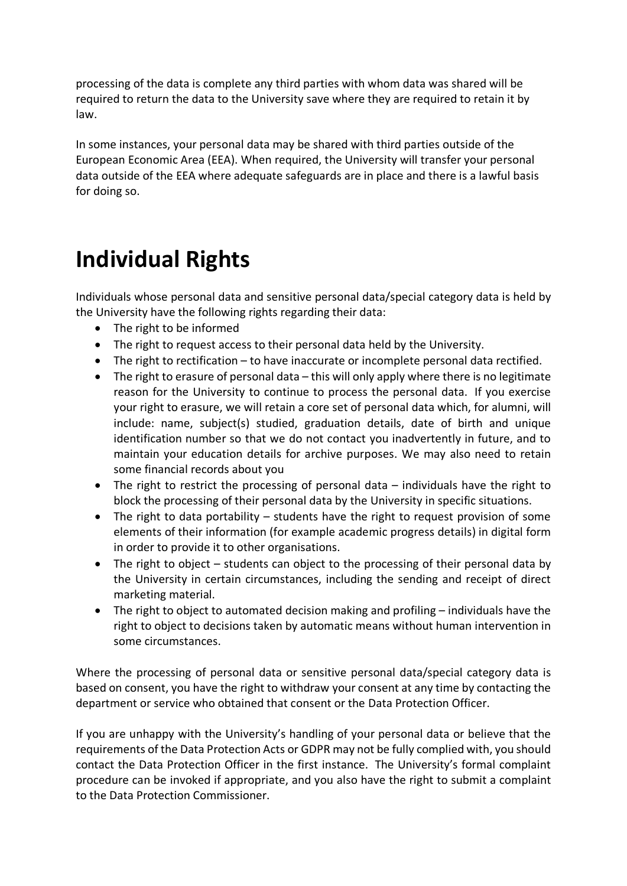processing of the data is complete any third parties with whom data was shared will be required to return the data to the University save where they are required to retain it by law.

In some instances, your personal data may be shared with third parties outside of the European Economic Area (EEA). When required, the University will transfer your personal data outside of the EEA where adequate safeguards are in place and there is a lawful basis for doing so.

# Individual Rights

Individuals whose personal data and sensitive personal data/special category data is held by the University have the following rights regarding their data:

- The right to be informed
- The right to request access to their personal data held by the University.
- The right to rectification – to have inaccurate or incomplete personal data rectified.
- The right to erasure of personal data – this will only apply where there is no legitimate reason for the University to continue to process the personal data. If you exercise your right to erasure, we will retain a core set of personal data which, for alumni, will include: name, subject(s) studied, graduation details, date of birth and unique identification number so that we do not contact you inadvertently in future, and to maintain your education details for archive purposes. We may also need to retain some financial records about you
- The right to restrict the processing of personal data – individuals have the right to block the processing of their personal data by the University in specific situations.
- The right to data portability – students have the right to request provision of some elements of their information (for example academic progress details) in digital form in order to provide it to other organisations.
- The right to object – students can object to the processing of their personal data by the University in certain circumstances, including the sending and receipt of direct marketing material.
- The right to object to automated decision making and profiling – individuals have the right to object to decisions taken by automatic means without human intervention in some circumstances.

Where the processing of personal data or sensitive personal data/special category data is based on consent, you have the right to withdraw your consent at any time by contacting the department or service who obtained that consent or the Data Protection Officer.

If you are unhappy with the University's handling of your personal data or believe that the requirements of the Data Protection Acts or GDPR may not be fully complied with, you should contact the Data Protection Officer in the first instance. The University's formal complaint procedure can be invoked if appropriate, and you also have the right to submit a complaint to the Data Protection Commissioner.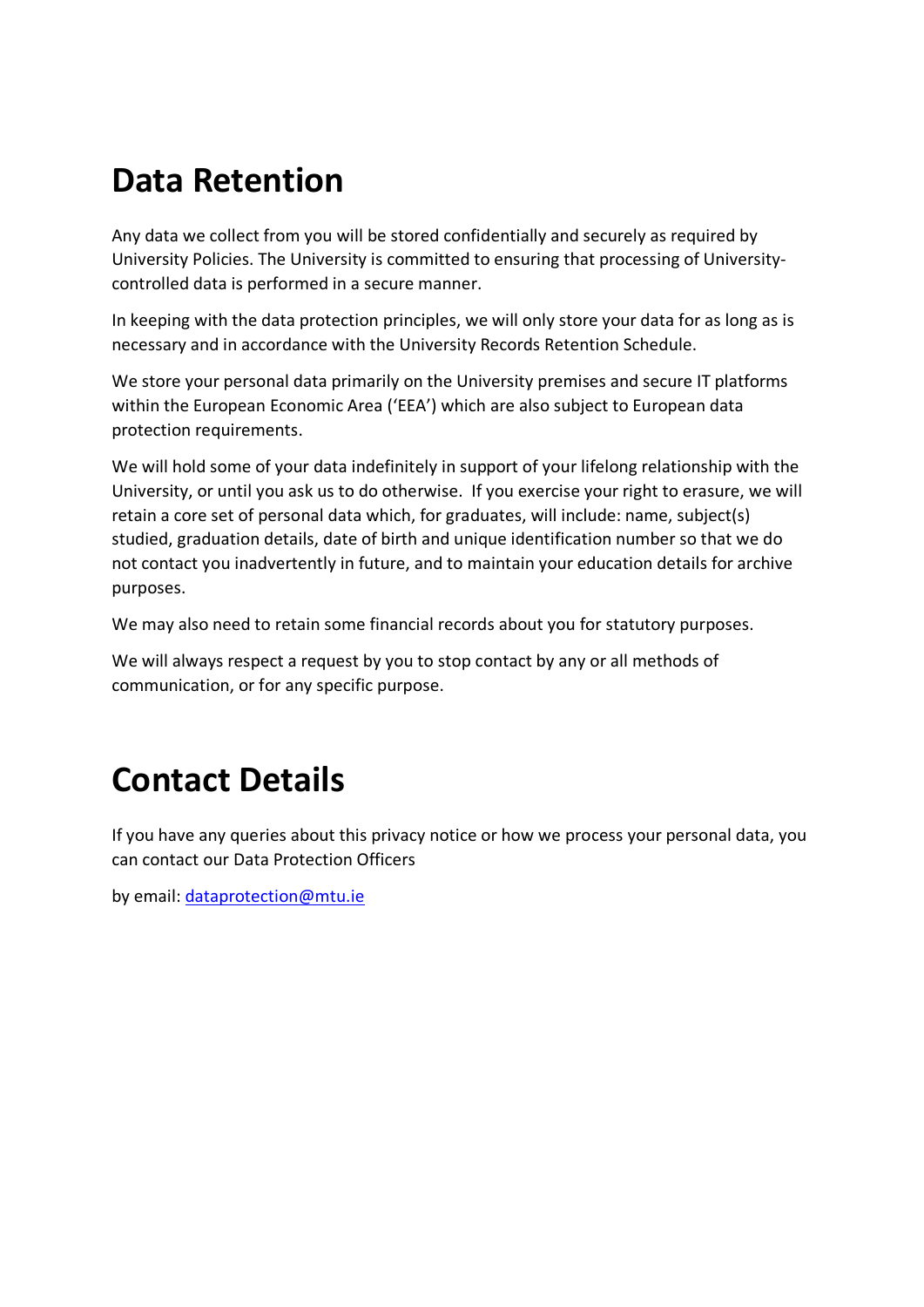# Data Retention

Any data we collect from you will be stored confidentially and securely as required by University Policies. The University is committed to ensuring that processing of University-controlled data is performed in a secure manner.

In keeping with the data protection principles, we will only store your data for as long as is necessary and in accordance with the University Records Retention Schedule.

We store your personal data primarily on the University premises and secure IT platforms within the European Economic Area ('EEA') which are also subject to European data protection requirements.

We will hold some of your data indefinitely in support of your lifelong relationship with the University, or until you ask us to do otherwise. If you exercise your right to erasure, we will retain a core set of personal data which, for graduates, will include: name, subject(s) studied, graduation details, date of birth and unique identification number so that we do not contact you inadvertently in future, and to maintain your education details for archive purposes.

We may also need to retain some financial records about you for statutory purposes.

We will always respect a request by you to stop contact by any or all methods of communication, or for any specific purpose.

# Contact Details

If you have any queries about this privacy notice or how we process your personal data, you can contact our Data Protection Officers

by email: [dataprotection@mtu.ie](mailto:dataprotection@mtu.ie)